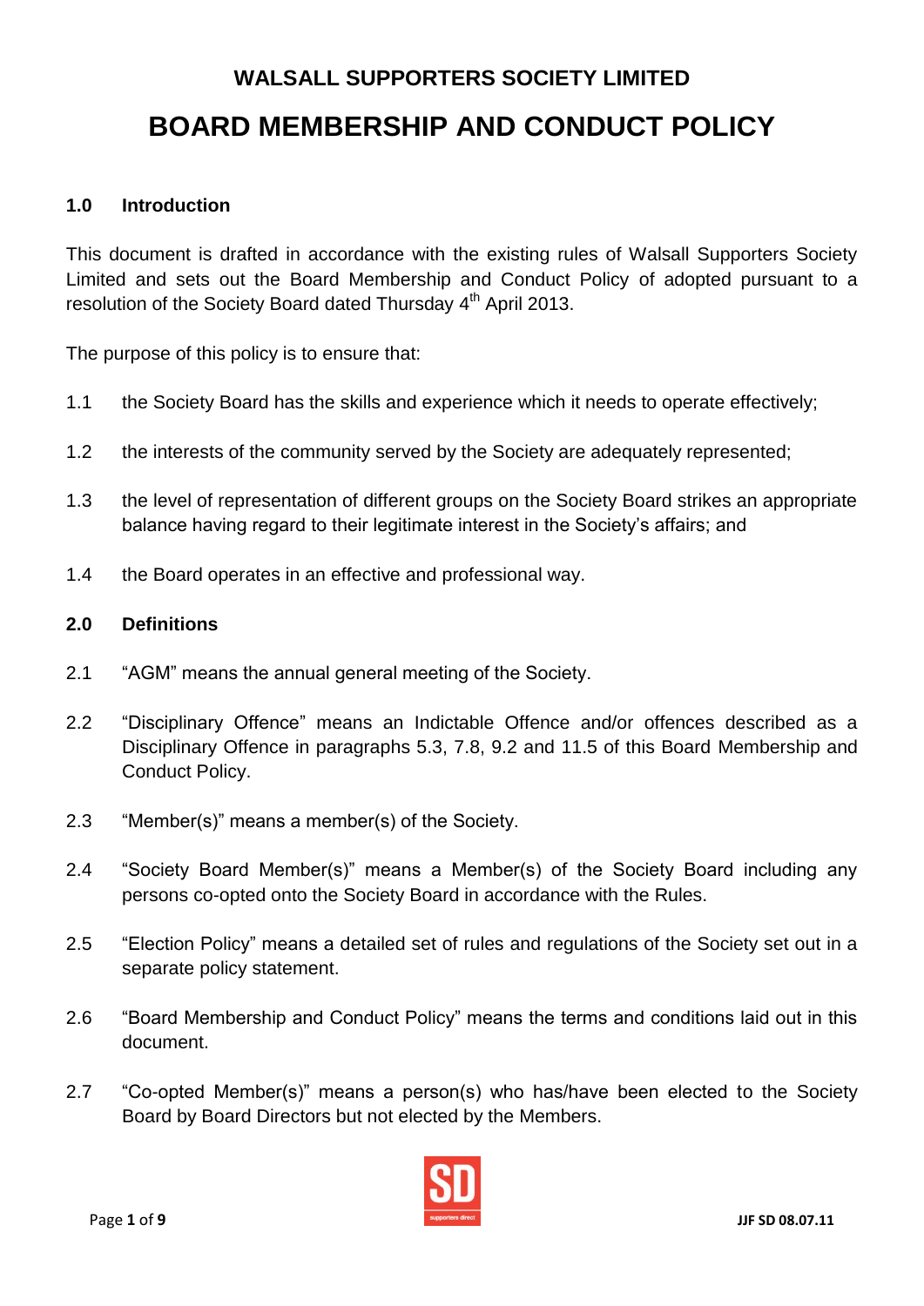# WALSALL SUPPORTERS SOCIETY LIMITED

# BOARD MEMBERSHIP AND CONDUCT POLICY

## 1.0 Introduction

This document is drafted in accordance with the existing rules of Walsall Supporters Society Limited and sets out the Board Membership and Conduct Policy of adopted pursuant to a resolution of the Society Board dated Thursday 4th April 2013.

The purpose of this policy is to ensure that:

1.1 the Society Board has the skills and experience which it needs to operate effectively;

1.2 the interests of the community served by the Society are adequately represented;

1.3 the level of representation of different groups on the Society Board strikes an appropriate balance having regard to their legitimate interest in the Society's affairs; and

1.4 the Board operates in an effective and professional way.

## 2.0 Definitions

2.1 "AGM" means the annual general meeting of the Society.

2.2 "Disciplinary Offence" means an Indictable Offence and/or offences described as a Disciplinary Offence in paragraphs 5.3, 7.8, 9.2 and 11.5 of this Board Membership and Conduct Policy.

2.3 "Member(s)" means a member(s) of the Society.

2.4 "Society Board Member(s)" means a Member(s) of the Society Board including any persons co-opted onto the Society Board in accordance with the Rules.

2.5 "Election Policy" means a detailed set of rules and regulations of the Society set out in a separate policy statement.

2.6 "Board Membership and Conduct Policy" means the terms and conditions laid out in this document.

2.7 "Co-opted Member(s)" means a person(s) who has/have been elected to the Society Board by Board Directors but not elected by the Members.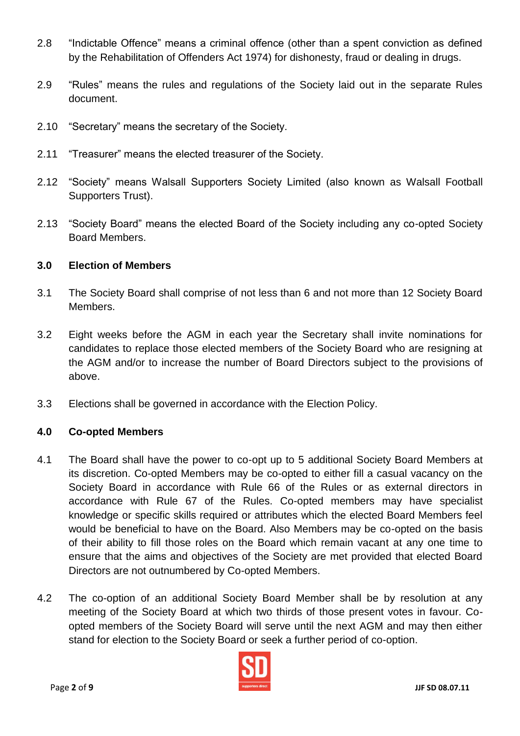2.8 "Indictable Offence" means a criminal offence (other than a spent conviction as defined by the Rehabilitation of Offenders Act 1974) for dishonesty, fraud or dealing in drugs.

2.9 "Rules" means the rules and regulations of the Society laid out in the separate Rules document.

2.10 "Secretary" means the secretary of the Society.

2.11 "Treasurer" means the elected treasurer of the Society.

2.12 "Society" means Walsall Supporters Society Limited (also known as Walsall Football Supporters Trust).

2.13 "Society Board" means the elected Board of the Society including any co-opted Society Board Members.

## 3.0 Election of Members

3.1 The Society Board shall comprise of not less than 6 and not more than 12 Society Board Members.

3.2 Eight weeks before the AGM in each year the Secretary shall invite nominations for candidates to replace those elected members of the Society Board who are resigning at the AGM and/or to increase the number of Board Directors subject to the provisions of above.

3.3 Elections shall be governed in accordance with the Election Policy.

## 4.0 Co-opted Members

4.1 The Board shall have the power to co-opt up to 5 additional Society Board Members at its discretion. Co-opted Members may be co-opted to either fill a casual vacancy on the Society Board in accordance with Rule 66 of the Rules or as external directors in accordance with Rule 67 of the Rules. Co-opted members may have specialist knowledge or specific skills required or attributes which the elected Board Members feel would be beneficial to have on the Board. Also Members may be co-opted on the basis of their ability to fill those roles on the Board which remain vacant at any one time to ensure that the aims and objectives of the Society are met provided that elected Board Directors are not outnumbered by Co-opted Members.

4.2 The co-option of an additional Society Board Member shall be by resolution at any meeting of the Society Board at which two thirds of those present votes in favour. Co-opted members of the Society Board will serve until the next AGM and may then either stand for election to the Society Board or seek a further period of co-option.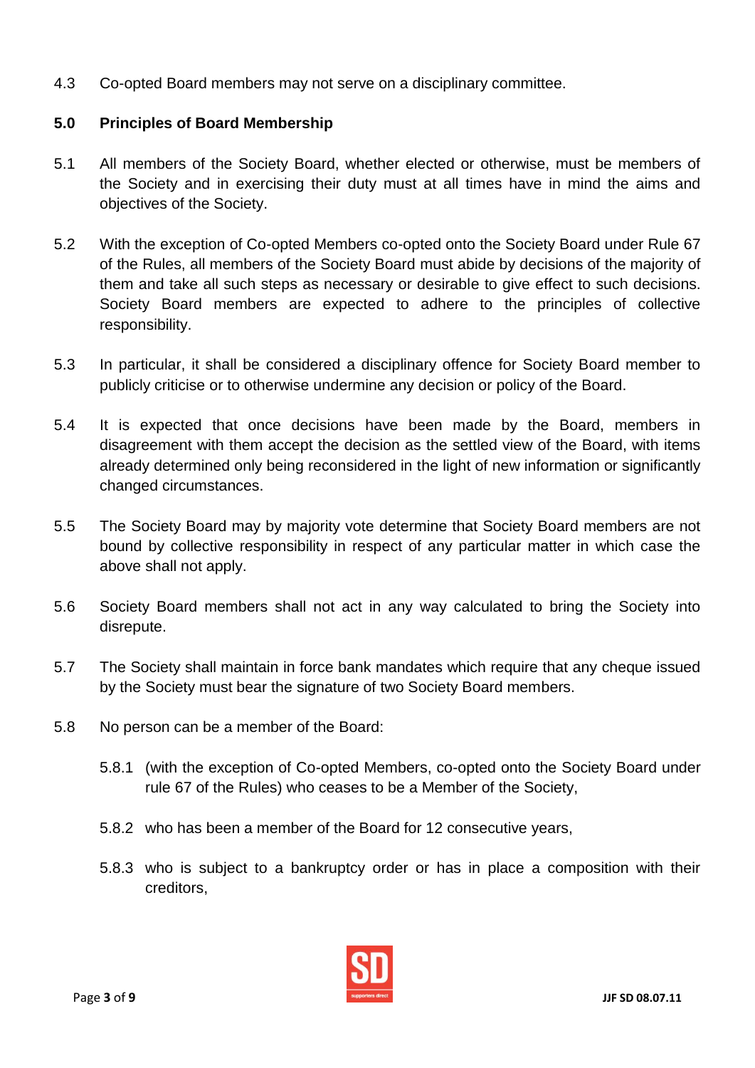4.3 Co-opted Board members may not serve on a disciplinary committee.

## 5.0 Principles of Board Membership

5.1 All members of the Society Board, whether elected or otherwise, must be members of the Society and in exercising their duty must at all times have in mind the aims and objectives of the Society.

5.2 With the exception of Co-opted Members co-opted onto the Society Board under Rule 67 of the Rules, all members of the Society Board must abide by decisions of the majority of them and take all such steps as necessary or desirable to give effect to such decisions. Society Board members are expected to adhere to the principles of collective responsibility.

5.3 In particular, it shall be considered a disciplinary offence for Society Board member to publicly criticise or to otherwise undermine any decision or policy of the Board.

5.4 It is expected that once decisions have been made by the Board, members in disagreement with them accept the decision as the settled view of the Board, with items already determined only being reconsidered in the light of new information or significantly changed circumstances.

5.5 The Society Board may by majority vote determine that Society Board members are not bound by collective responsibility in respect of any particular matter in which case the above shall not apply.

5.6 Society Board members shall not act in any way calculated to bring the Society into disrepute.

5.7 The Society shall maintain in force bank mandates which require that any cheque issued by the Society must bear the signature of two Society Board members.

5.8 No person can be a member of the Board:

5.8.1 (with the exception of Co-opted Members, co-opted onto the Society Board under rule 67 of the Rules) who ceases to be a Member of the Society,

5.8.2 who has been a member of the Board for 12 consecutive years,

5.8.3 who is subject to a bankruptcy order or has in place a composition with their creditors,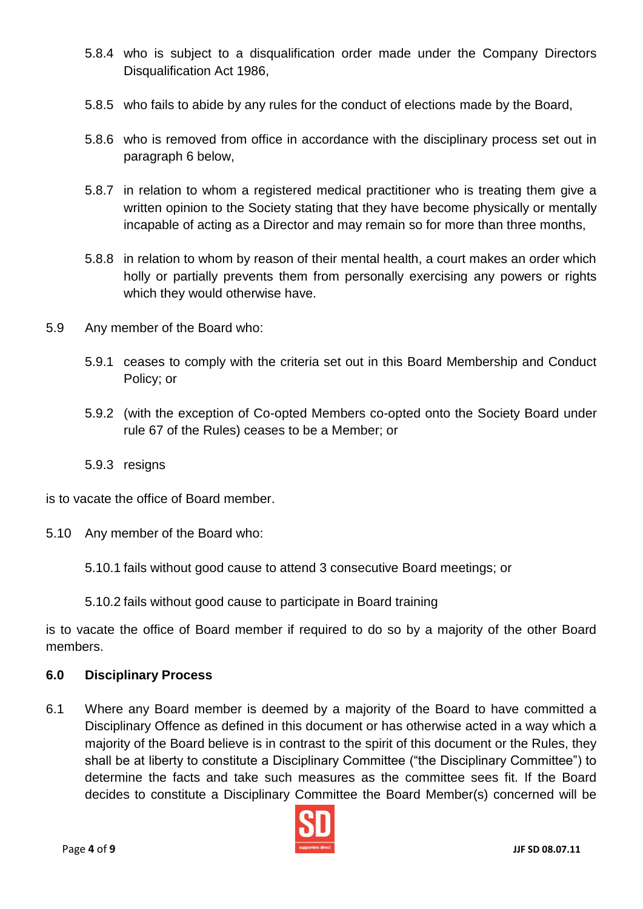5.8.4 who is subject to a disqualification order made under the Company Directors Disqualification Act 1986,

5.8.5 who fails to abide by any rules for the conduct of elections made by the Board,

5.8.6 who is removed from office in accordance with the disciplinary process set out in paragraph 6 below,

5.8.7 in relation to whom a registered medical practitioner who is treating them give a written opinion to the Society stating that they have become physically or mentally incapable of acting as a Director and may remain so for more than three months,

5.8.8 in relation to whom by reason of their mental health, a court makes an order which holly or partially prevents them from personally exercising any powers or rights which they would otherwise have.

5.9 Any member of the Board who:

5.9.1 ceases to comply with the criteria set out in this Board Membership and Conduct Policy; or

5.9.2 (with the exception of Co-opted Members co-opted onto the Society Board under rule 67 of the Rules) ceases to be a Member; or

5.9.3 resigns

is to vacate the office of Board member.

5.10 Any member of the Board who:

5.10.1 fails without good cause to attend 3 consecutive Board meetings; or

5.10.2 fails without good cause to participate in Board training

is to vacate the office of Board member if required to do so by a majority of the other Board members.

## 6.0 Disciplinary Process

6.1 Where any Board member is deemed by a majority of the Board to have committed a Disciplinary Offence as defined in this document or has otherwise acted in a way which a majority of the Board believe is in contrast to the spirit of this document or the Rules, they shall be at liberty to constitute a Disciplinary Committee ("the Disciplinary Committee") to determine the facts and take such measures as the committee sees fit. If the Board decides to constitute a Disciplinary Committee the Board Member(s) concerned will be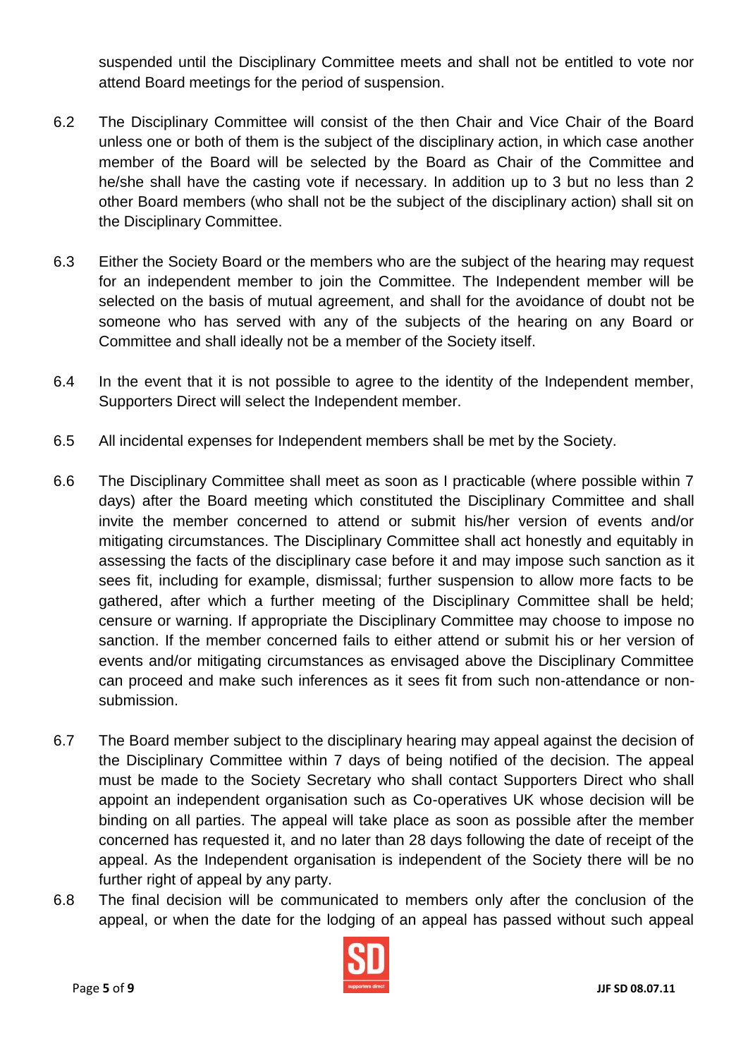suspended until the Disciplinary Committee meets and shall not be entitled to vote nor attend Board meetings for the period of suspension.

6.2 The Disciplinary Committee will consist of the then Chair and Vice Chair of the Board unless one or both of them is the subject of the disciplinary action, in which case another member of the Board will be selected by the Board as Chair of the Committee and he/she shall have the casting vote if necessary. In addition up to 3 but no less than 2 other Board members (who shall not be the subject of the disciplinary action) shall sit on the Disciplinary Committee.

6.3 Either the Society Board or the members who are the subject of the hearing may request for an independent member to join the Committee. The Independent member will be selected on the basis of mutual agreement, and shall for the avoidance of doubt not be someone who has served with any of the subjects of the hearing on any Board or Committee and shall ideally not be a member of the Society itself.

6.4 In the event that it is not possible to agree to the identity of the Independent member, Supporters Direct will select the Independent member.

6.5 All incidental expenses for Independent members shall be met by the Society.

6.6 The Disciplinary Committee shall meet as soon as I practicable (where possible within 7 days) after the Board meeting which constituted the Disciplinary Committee and shall invite the member concerned to attend or submit his/her version of events and/or mitigating circumstances. The Disciplinary Committee shall act honestly and equitably in assessing the facts of the disciplinary case before it and may impose such sanction as it sees fit, including for example, dismissal; further suspension to allow more facts to be gathered, after which a further meeting of the Disciplinary Committee shall be held; censure or warning. If appropriate the Disciplinary Committee may choose to impose no sanction. If the member concerned fails to either attend or submit his or her version of events and/or mitigating circumstances as envisaged above the Disciplinary Committee can proceed and make such inferences as it sees fit from such non-attendance or non-submission.

6.7 The Board member subject to the disciplinary hearing may appeal against the decision of the Disciplinary Committee within 7 days of being notified of the decision. The appeal must be made to the Society Secretary who shall contact Supporters Direct who shall appoint an independent organisation such as Co-operatives UK whose decision will be binding on all parties. The appeal will take place as soon as possible after the member concerned has requested it, and no later than 28 days following the date of receipt of the appeal. As the Independent organisation is independent of the Society there will be no further right of appeal by any party.

6.8 The final decision will be communicated to members only after the conclusion of the appeal, or when the date for the lodging of an appeal has passed without such appeal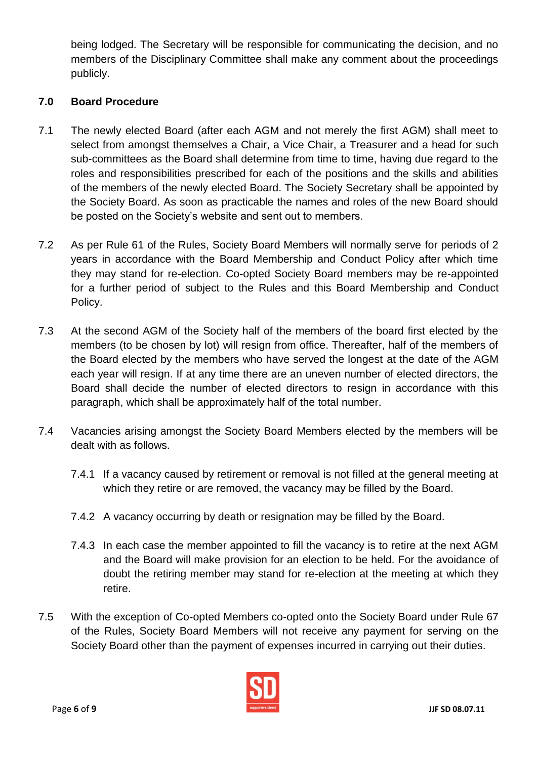being lodged. The Secretary will be responsible for communicating the decision, and no members of the Disciplinary Committee shall make any comment about the proceedings publicly.

## 7.0 Board Procedure

7.1 The newly elected Board (after each AGM and not merely the first AGM) shall meet to select from amongst themselves a Chair, a Vice Chair, a Treasurer and a head for such sub-committees as the Board shall determine from time to time, having due regard to the roles and responsibilities prescribed for each of the positions and the skills and abilities of the members of the newly elected Board. The Society Secretary shall be appointed by the Society Board. As soon as practicable the names and roles of the new Board should be posted on the Society's website and sent out to members.

7.2 As per Rule 61 of the Rules, Society Board Members will normally serve for periods of 2 years in accordance with the Board Membership and Conduct Policy after which time they may stand for re-election. Co-opted Society Board members may be re-appointed for a further period of subject to the Rules and this Board Membership and Conduct Policy.

7.3 At the second AGM of the Society half of the members of the board first elected by the members (to be chosen by lot) will resign from office. Thereafter, half of the members of the Board elected by the members who have served the longest at the date of the AGM each year will resign. If at any time there are an uneven number of elected directors, the Board shall decide the number of elected directors to resign in accordance with this paragraph, which shall be approximately half of the total number.

7.4 Vacancies arising amongst the Society Board Members elected by the members will be dealt with as follows.

7.4.1 If a vacancy caused by retirement or removal is not filled at the general meeting at which they retire or are removed, the vacancy may be filled by the Board.

7.4.2 A vacancy occurring by death or resignation may be filled by the Board.

7.4.3 In each case the member appointed to fill the vacancy is to retire at the next AGM and the Board will make provision for an election to be held. For the avoidance of doubt the retiring member may stand for re-election at the meeting at which they retire.

7.5 With the exception of Co-opted Members co-opted onto the Society Board under Rule 67 of the Rules, Society Board Members will not receive any payment for serving on the Society Board other than the payment of expenses incurred in carrying out their duties.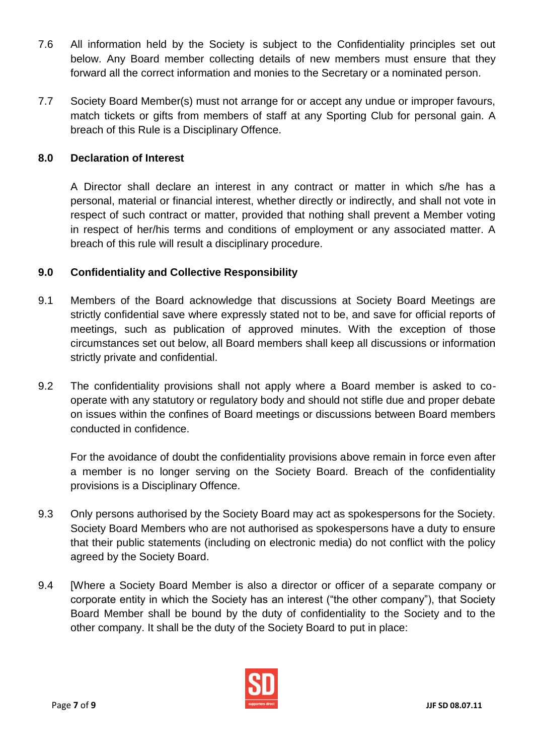7.6 All information held by the Society is subject to the Confidentiality principles set out below. Any Board member collecting details of new members must ensure that they forward all the correct information and monies to the Secretary or a nominated person.

7.7 Society Board Member(s) must not arrange for or accept any undue or improper favours, match tickets or gifts from members of staff at any Sporting Club for personal gain. A breach of this Rule is a Disciplinary Offence.

## 8.0 Declaration of Interest

A Director shall declare an interest in any contract or matter in which s/he has a personal, material or financial interest, whether directly or indirectly, and shall not vote in respect of such contract or matter, provided that nothing shall prevent a Member voting in respect of her/his terms and conditions of employment or any associated matter. A breach of this rule will result a disciplinary procedure.

## 9.0 Confidentiality and Collective Responsibility

9.1 Members of the Board acknowledge that discussions at Society Board Meetings are strictly confidential save where expressly stated not to be, and save for official reports of meetings, such as publication of approved minutes. With the exception of those circumstances set out below, all Board members shall keep all discussions or information strictly private and confidential.

9.2 The confidentiality provisions shall not apply where a Board member is asked to co-operate with any statutory or regulatory body and should not stifle due and proper debate on issues within the confines of Board meetings or discussions between Board members conducted in confidence.

For the avoidance of doubt the confidentiality provisions above remain in force even after a member is no longer serving on the Society Board. Breach of the confidentiality provisions is a Disciplinary Offence.

9.3 Only persons authorised by the Society Board may act as spokespersons for the Society. Society Board Members who are not authorised as spokespersons have a duty to ensure that their public statements (including on electronic media) do not conflict with the policy agreed by the Society Board.

9.4 [Where a Society Board Member is also a director or officer of a separate company or corporate entity in which the Society has an interest ("the other company"), that Society Board Member shall be bound by the duty of confidentiality to the Society and to the other company. It shall be the duty of the Society Board to put in place: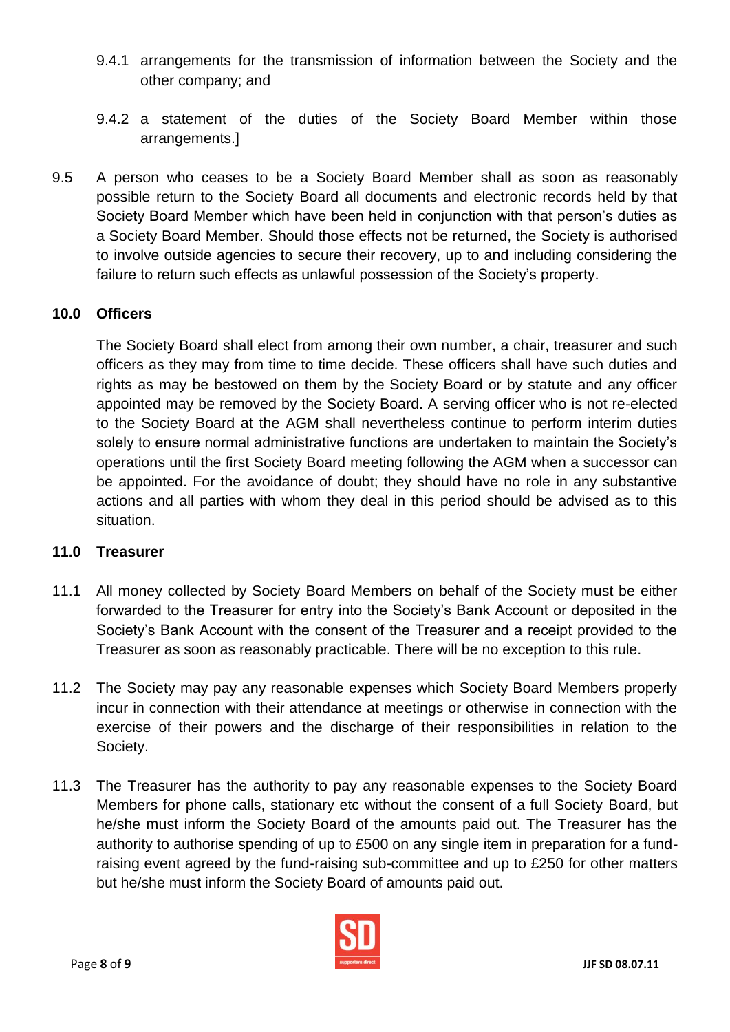9.4.1 arrangements for the transmission of information between the Society and the other company; and

9.4.2 a statement of the duties of the Society Board Member within those arrangements.]

9.5 A person who ceases to be a Society Board Member shall as soon as reasonably possible return to the Society Board all documents and electronic records held by that Society Board Member which have been held in conjunction with that person's duties as a Society Board Member. Should those effects not be returned, the Society is authorised to involve outside agencies to secure their recovery, up to and including considering the failure to return such effects as unlawful possession of the Society's property.

**10.0 Officers**

The Society Board shall elect from among their own number, a chair, treasurer and such officers as they may from time to time decide. These officers shall have such duties and rights as may be bestowed on them by the Society Board or by statute and any officer appointed may be removed by the Society Board. A serving officer who is not re-elected to the Society Board at the AGM shall nevertheless continue to perform interim duties solely to ensure normal administrative functions are undertaken to maintain the Society's operations until the first Society Board meeting following the AGM when a successor can be appointed. For the avoidance of doubt; they should have no role in any substantive actions and all parties with whom they deal in this period should be advised as to this situation.

**11.0 Treasurer**

11.1 All money collected by Society Board Members on behalf of the Society must be either forwarded to the Treasurer for entry into the Society's Bank Account or deposited in the Society's Bank Account with the consent of the Treasurer and a receipt provided to the Treasurer as soon as reasonably practicable. There will be no exception to this rule.

11.2 The Society may pay any reasonable expenses which Society Board Members properly incur in connection with their attendance at meetings or otherwise in connection with the exercise of their powers and the discharge of their responsibilities in relation to the Society.

11.3 The Treasurer has the authority to pay any reasonable expenses to the Society Board Members for phone calls, stationary etc without the consent of a full Society Board, but he/she must inform the Society Board of the amounts paid out. The Treasurer has the authority to authorise spending of up to £500 on any single item in preparation for a fund-raising event agreed by the fund-raising sub-committee and up to £250 for other matters but he/she must inform the Society Board of amounts paid out.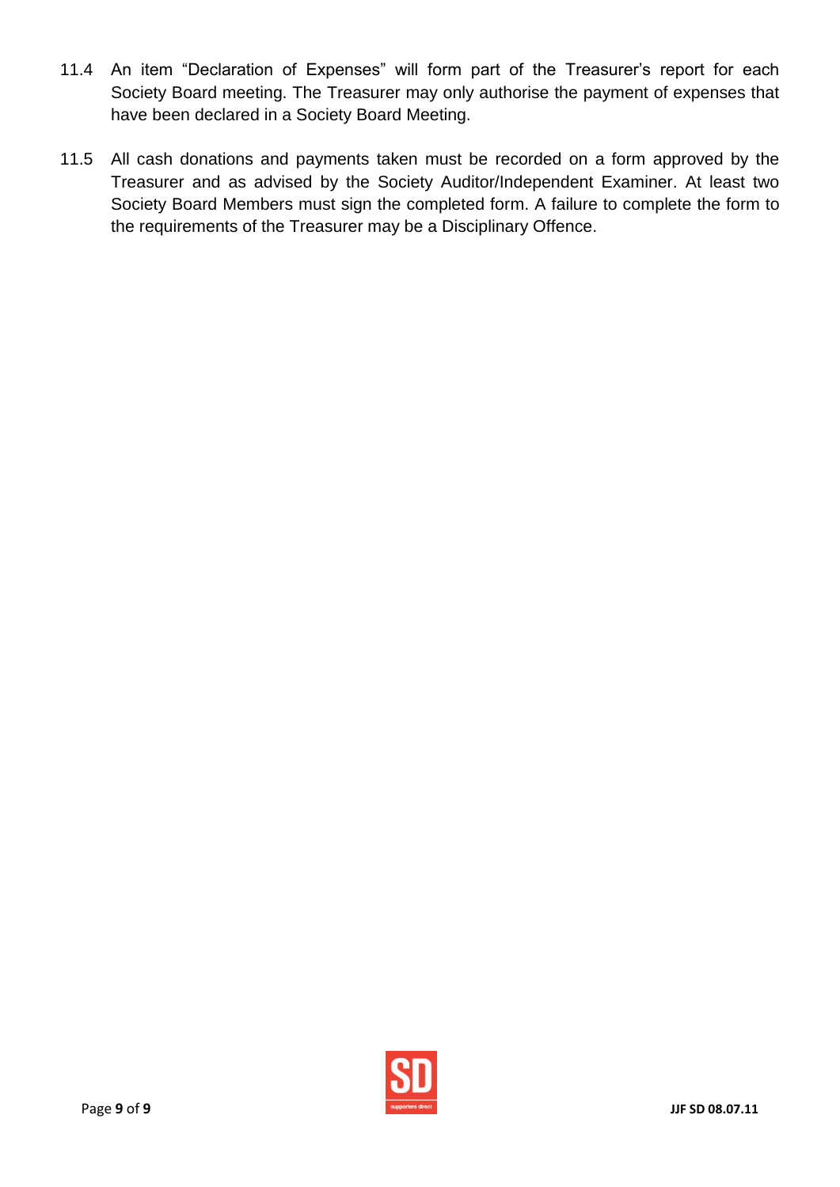11.4 An item “Declaration of Expenses” will form part of the Treasurer’s report for each Society Board meeting. The Treasurer may only authorise the payment of expenses that have been declared in a Society Board Meeting.

11.5 All cash donations and payments taken must be recorded on a form approved by the Treasurer and as advised by the Society Auditor/Independent Examiner. At least two Society Board Members must sign the completed form. A failure to complete the form to the requirements of the Treasurer may be a Disciplinary Offence.